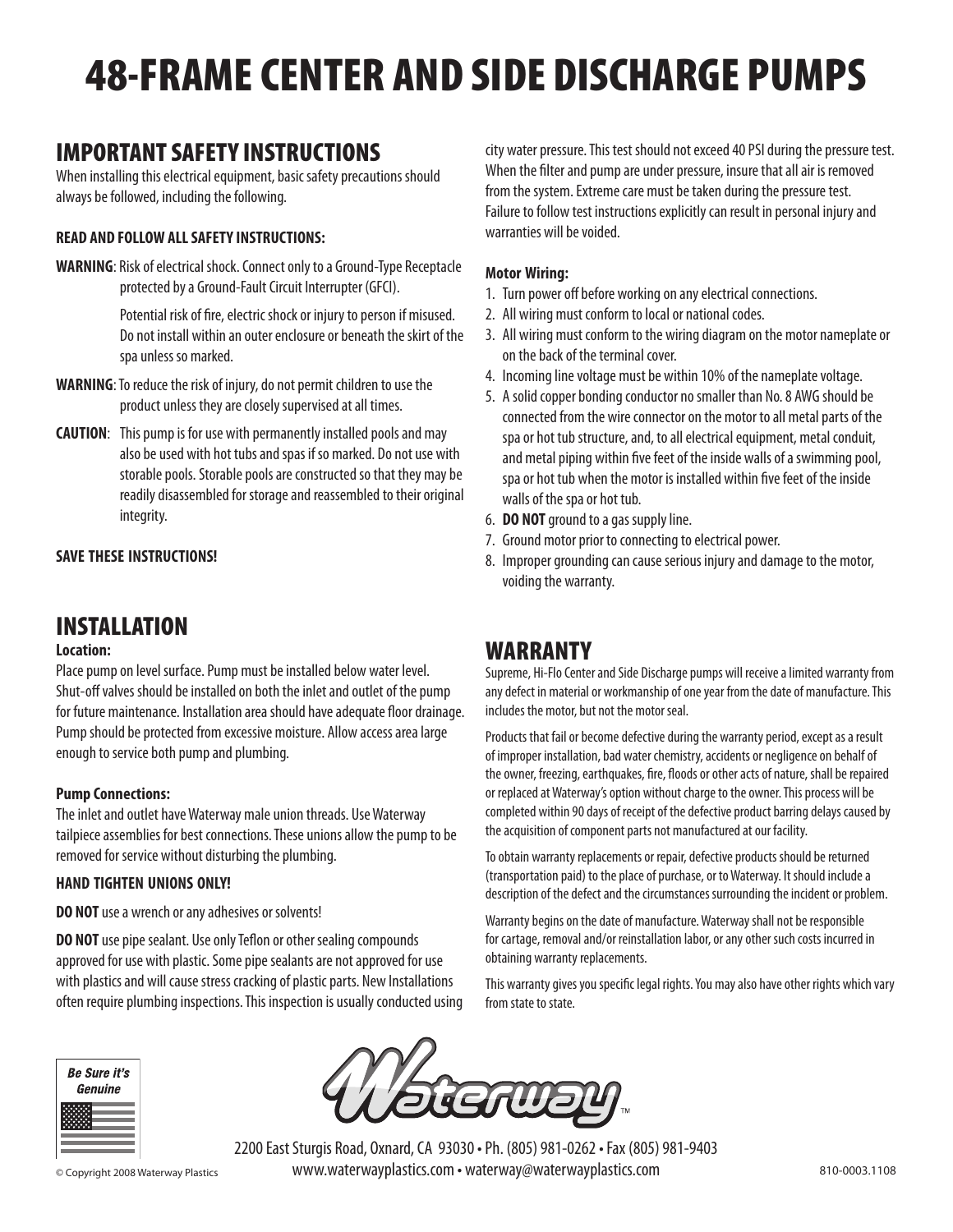# 48-FRAME CENTER AND SIDE DISCHARGE PUMPS

## IMPORTANT SAFETY INSTRUCTIONS

When installing this electrical equipment, basic safety precautions should always be followed, including the following.

**READ AND FOLLOW ALL SAFETY INSTRUCTIONS:**

**WARNING**: Risk of electrical shock. Connect only to a Ground-Type Receptacle protected by a Ground-Fault Circuit Interrupter (GFCI).

Potential risk of fire, electric shock or injury to person if misused. Do not install within an outer enclosure or beneath the skirt of the spa unless so marked.

**WARNING**: To reduce the risk of injury, do not permit children to use the product unless they are closely supervised at all times.

**CAUTION**: This pump is for use with permanently installed pools and may also be used with hot tubs and spas if so marked. Do not use with storable pools. Storable pools are constructed so that they may be readily disassembled for storage and reassembled to their original integrity.

**SAVE THESE INSTRUCTIONS!**

## INSTALLATION

**Location:**

Place pump on level surface. Pump must be installed below water level. Shut-off valves should be installed on both the inlet and outlet of the pump for future maintenance. Installation area should have adequate floor drainage. Pump should be protected from excessive moisture. Allow access area large enough to service both pump and plumbing.

**Pump Connections:**

The inlet and outlet have Waterway male union threads. Use Waterway tailpiece assemblies for best connections. These unions allow the pump to be removed for service without disturbing the plumbing.

**HAND TIGHTEN UNIONS ONLY!**

**DO NOT** use a wrench or any adhesives or solvents!

**DO NOT** use pipe sealant. Use only Teflon or other sealing compounds approved for use with plastic. Some pipe sealants are not approved for use with plastics and will cause stress cracking of plastic parts. New Installations often require plumbing inspections. This inspection is usually conducted using city water pressure. This test should not exceed 40 PSI during the pressure test. When the filter and pump are under pressure, insure that all air is removed from the system. Extreme care must be taken during the pressure test. Failure to follow test instructions explicitly can result in personal injury and warranties will be voided.

**Motor Wiring:**

1. Turn power off before working on any electrical connections.
2. All wiring must conform to local or national codes.
3. All wiring must conform to the wiring diagram on the motor nameplate or on the back of the terminal cover.
4. Incoming line voltage must be within 10% of the nameplate voltage.
5. A solid copper bonding conductor no smaller than No. 8 AWG should be connected from the wire connector on the motor to all metal parts of the spa or hot tub structure, and, to all electrical equipment, metal conduit, and metal piping within five feet of the inside walls of a swimming pool, spa or hot tub when the motor is installed within five feet of the inside walls of the spa or hot tub.
6. **DO NOT** ground to a gas supply line.
7. Ground motor prior to connecting to electrical power.
8. Improper grounding can cause serious injury and damage to the motor, voiding the warranty.

## WARRANTY

Supreme, Hi-Flo Center and Side Discharge pumps will receive a limited warranty from any defect in material or workmanship of one year from the date of manufacture. This includes the motor, but not the motor seal.

Products that fail or become defective during the warranty period, except as a result of improper installation, bad water chemistry, accidents or negligence on behalf of the owner, freezing, earthquakes, fire, floods or other acts of nature, shall be repaired or replaced at Waterway's option without charge to the owner. This process will be completed within 90 days of receipt of the defective product barring delays caused by the acquisition of component parts not manufactured at our facility.

To obtain warranty replacements or repair, defective products should be returned (transportation paid) to the place of purchase, or to Waterway. It should include a description of the defect and the circumstances surrounding the incident or problem.

Warranty begins on the date of manufacture. Waterway shall not be responsible for cartage, removal and/or reinstallation labor, or any other such costs incurred in obtaining warranty replacements.

This warranty gives you specific legal rights. You may also have other rights which vary from state to state.

*Be Sure it's Genuine*

Waterway™

2200 East Sturgis Road, Oxnard, CA 93030 • Ph. (805) 981-0262 • Fax (805) 981-9403
www.waterwayplastics.com • waterway@waterwayplastics.com

© Copyright 2008 Waterway Plastics

810-0003.1108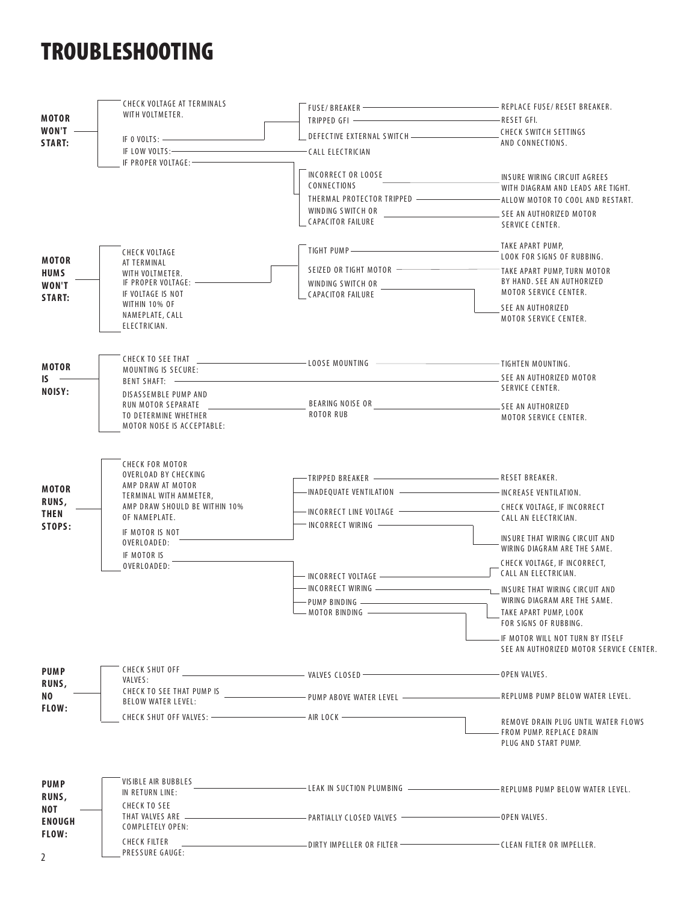# TROUBLESHOOTING

## MOTOR WON'T START:

- CHECK VOLTAGE AT TERMINALS WITH VOLTMETER.
  - IF 0 VOLTS:
    - FUSE/ BREAKER — REPLACE FUSE/ RESET BREAKER.
    - TRIPPED GFI — RESET GFI.
    - DEFECTIVE EXTERNAL SWITCH — CHECK SWITCH SETTINGS AND CONNECTIONS.
  - IF LOW VOLTS: — CALL ELECTRICIAN
  - IF PROPER VOLTAGE:
    - INCORRECT OR LOOSE CONNECTIONS — INSURE WIRING CIRCUIT AGREES WITH DIAGRAM AND LEADS ARE TIGHT.
    - THERMAL PROTECTOR TRIPPED — ALLOW MOTOR TO COOL AND RESTART.
    - WINDING SWITCH OR CAPACITOR FAILURE — SEE AN AUTHORIZED MOTOR SERVICE CENTER.

## MOTOR HUMS WON'T START:

- CHECK VOLTAGE AT TERMINAL WITH VOLTMETER.
  - IF PROPER VOLTAGE:
    - TIGHT PUMP — TAKE APART PUMP, LOOK FOR SIGNS OF RUBBING.
    - SEIZED OR TIGHT MOTOR — TAKE APART PUMP, TURN MOTOR BY HAND. SEE AN AUTHORIZED MOTOR SERVICE CENTER.
    - WINDING SWITCH OR CAPACITOR FAILURE — SEE AN AUTHORIZED MOTOR SERVICE CENTER.
  - IF VOLTAGE IS NOT WITHIN 10% OF NAMEPLATE, CALL ELECTRICIAN.

## MOTOR IS NOISY:

- CHECK TO SEE THAT MOUNTING IS SECURE: — LOOSE MOUNTING — TIGHTEN MOUNTING.
- BENT SHAFT: — SEE AN AUTHORIZED MOTOR SERVICE CENTER.
- DISASSEMBLE PUMP AND RUN MOTOR SEPARATE TO DETERMINE WHETHER MOTOR NOISE IS ACCEPTABLE: — BEARING NOISE OR ROTOR RUB — SEE AN AUTHORIZED MOTOR SERVICE CENTER.

## MOTOR RUNS, THEN STOPS:

- CHECK FOR MOTOR OVERLOAD BY CHECKING AMP DRAW AT MOTOR TERMINAL WITH AMMETER, AMP DRAW SHOULD BE WITHIN 10% OF NAMEPLATE.
  - IF MOTOR IS NOT OVERLOADED:
    - TRIPPED BREAKER — RESET BREAKER.
    - INADEQUATE VENTILATION — INCREASE VENTILATION.
    - INCORRECT LINE VOLTAGE — CHECK VOLTAGE, IF INCORRECT CALL AN ELECTRICIAN.
    - INCORRECT WIRING — INSURE THAT WIRING CIRCUIT AND WIRING DIAGRAM ARE THE SAME.
  - IF MOTOR IS OVERLOADED:
    - INCORRECT VOLTAGE — CHECK VOLTAGE, IF INCORRECT, CALL AN ELECTRICIAN.
    - INCORRECT WIRING — INSURE THAT WIRING CIRCUIT AND WIRING DIAGRAM ARE THE SAME.
    - PUMP BINDING — TAKE APART PUMP, LOOK FOR SIGNS OF RUBBING.
    - MOTOR BINDING — IF MOTOR WILL NOT TURN BY ITSELF SEE AN AUTHORIZED MOTOR SERVICE CENTER.

## PUMP RUNS, NO FLOW:

- CHECK SHUT OFF VALVES: — VALVES CLOSED — OPEN VALVES.
- CHECK TO SEE THAT PUMP IS BELOW WATER LEVEL: — PUMP ABOVE WATER LEVEL — REPLUMB PUMP BELOW WATER LEVEL.
- CHECK SHUT OFF VALVES: — AIR LOCK — REMOVE DRAIN PLUG UNTIL WATER FLOWS FROM PUMP. REPLACE DRAIN PLUG AND START PUMP.

## PUMP RUNS, NOT ENOUGH FLOW:

- VISIBLE AIR BUBBLES IN RETURN LINE: — LEAK IN SUCTION PLUMBING — REPLUMB PUMP BELOW WATER LEVEL.
- CHECK TO SEE THAT VALVES ARE COMPLETELY OPEN: — PARTIALLY CLOSED VALVES — OPEN VALVES.
- CHECK FILTER PRESSURE GAUGE: — DIRTY IMPELLER OR FILTER — CLEAN FILTER OR IMPELLER.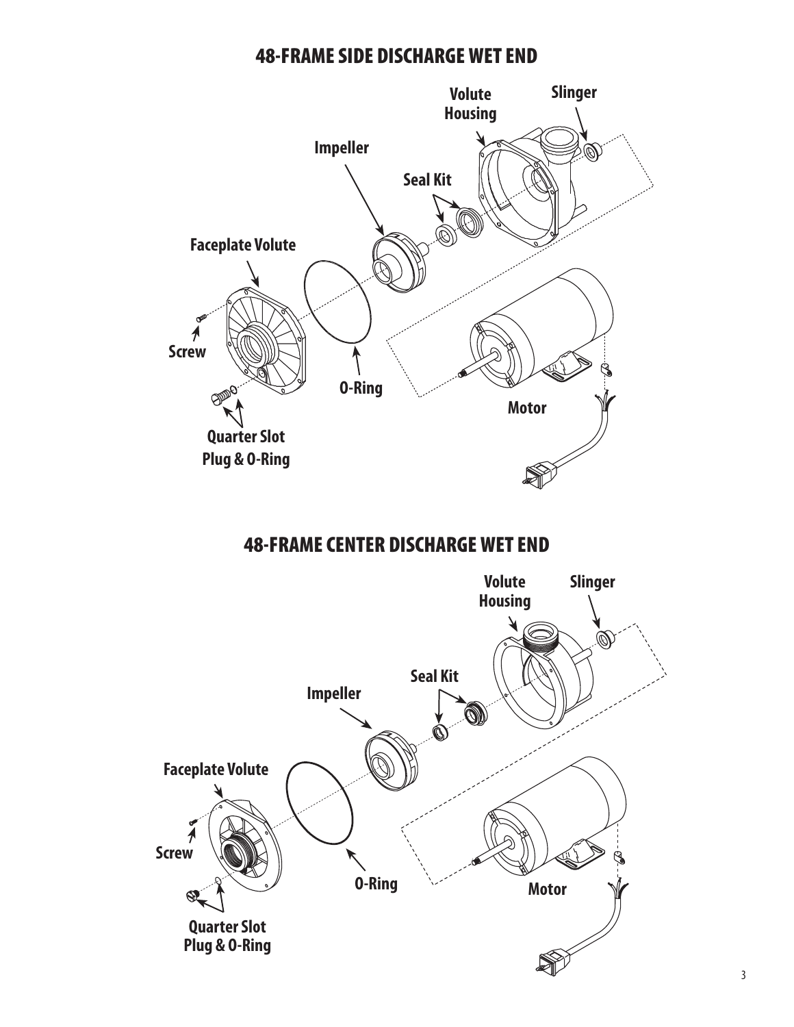# 48-FRAME SIDE DISCHARGE WET END

Volute Housing

Slinger

Impeller

Seal Kit

Faceplate Volute

Screw

O-Ring

Motor

Quarter Slot Plug & O-Ring

# 48-FRAME CENTER DISCHARGE WET END

Volute Housing

Slinger

Seal Kit

Impeller

Faceplate Volute

Screw

O-Ring

Motor

Quarter Slot Plug & O-Ring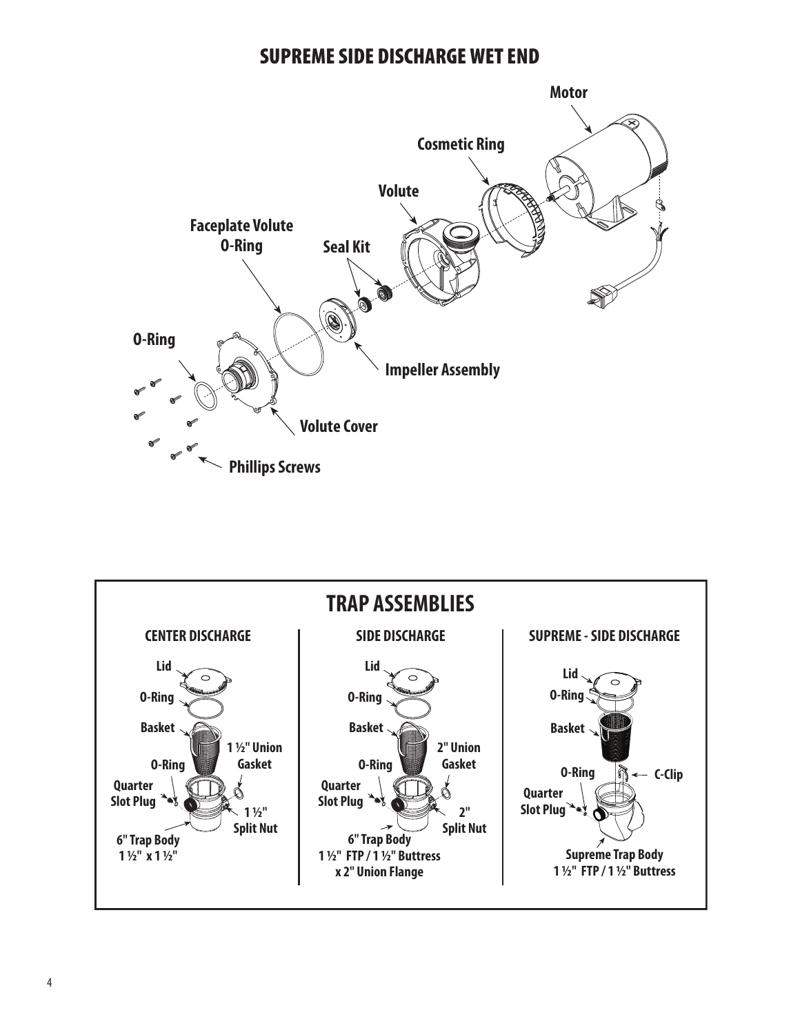## SUPREME SIDE DISCHARGE WET END

Motor

Cosmetic Ring

Volute

Faceplate Volute O-Ring

Seal Kit

O-Ring

Impeller Assembly

Volute Cover

Phillips Screws

## TRAP ASSEMBLIES

### CENTER DISCHARGE

Lid

O-Ring

Basket

O-Ring

1 ½" Union Gasket

Quarter Slot Plug

1 ½" Split Nut

6" Trap Body 1 ½" x 1 ½"

### SIDE DISCHARGE

Lid

O-Ring

Basket

O-Ring

2" Union Gasket

Quarter Slot Plug

2" Split Nut

6" Trap Body 1 ½" FTP / 1 ½" Buttress x 2" Union Flange

### SUPREME - SIDE DISCHARGE

Lid

O-Ring

Basket

O-Ring

C-Clip

Quarter Slot Plug

Supreme Trap Body 1 ½" FTP / 1 ½" Buttress